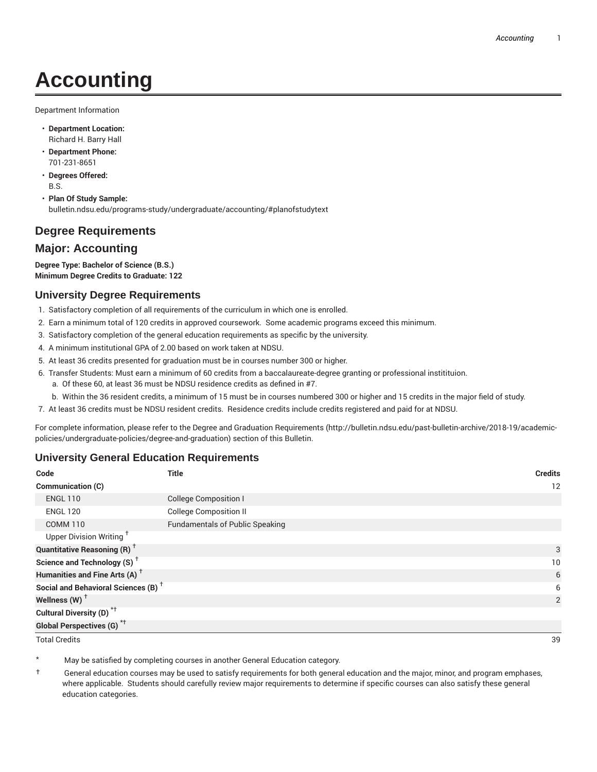# Accounting

Department Information

- **Department Location:**
  Richard H. Barry Hall
- **Department Phone:**
  701-231-8651
- **Degrees Offered:**
  B.S.
- **Plan Of Study Sample:**
  bulletin.ndsu.edu/programs-study/undergraduate/accounting/#planofstudytext

## Degree Requirements

## Major: Accounting

**Degree Type: Bachelor of Science (B.S.)**
**Minimum Degree Credits to Graduate: 122**

### University Degree Requirements

1. Satisfactory completion of all requirements of the curriculum in which one is enrolled.
2. Earn a minimum total of 120 credits in approved coursework. Some academic programs exceed this minimum.
3. Satisfactory completion of the general education requirements as specific by the university.
4. A minimum institutional GPA of 2.00 based on work taken at NDSU.
5. At least 36 credits presented for graduation must be in courses number 300 or higher.
6. Transfer Students: Must earn a minimum of 60 credits from a baccalaureate-degree granting or professional instititution.
   a. Of these 60, at least 36 must be NDSU residence credits as defined in #7.
   b. Within the 36 resident credits, a minimum of 15 must be in courses numbered 300 or higher and 15 credits in the major field of study.
7. At least 36 credits must be NDSU resident credits. Residence credits include credits registered and paid for at NDSU.

For complete information, please refer to the Degree and Graduation Requirements (http://bulletin.ndsu.edu/past-bulletin-archive/2018-19/academic-policies/undergraduate-policies/degree-and-graduation) section of this Bulletin.

### University General Education Requirements

| Code | Title | Credits |
|---|---|---|
| **Communication (C)** | | 12 |
| ENGL 110 | College Composition I | |
| ENGL 120 | College Composition II | |
| COMM 110 | Fundamentals of Public Speaking | |
| Upper Division Writing † | | |
| **Quantitative Reasoning (R) †** | | 3 |
| **Science and Technology (S) †** | | 10 |
| **Humanities and Fine Arts (A) †** | | 6 |
| **Social and Behavioral Sciences (B) †** | | 6 |
| **Wellness (W) †** | | 2 |
| **Cultural Diversity (D) *†** | | |
| **Global Perspectives (G) *†** | | |
| Total Credits | | 39 |

\* May be satisfied by completing courses in another General Education category.

† General education courses may be used to satisfy requirements for both general education and the major, minor, and program emphases, where applicable. Students should carefully review major requirements to determine if specific courses can also satisfy these general education categories.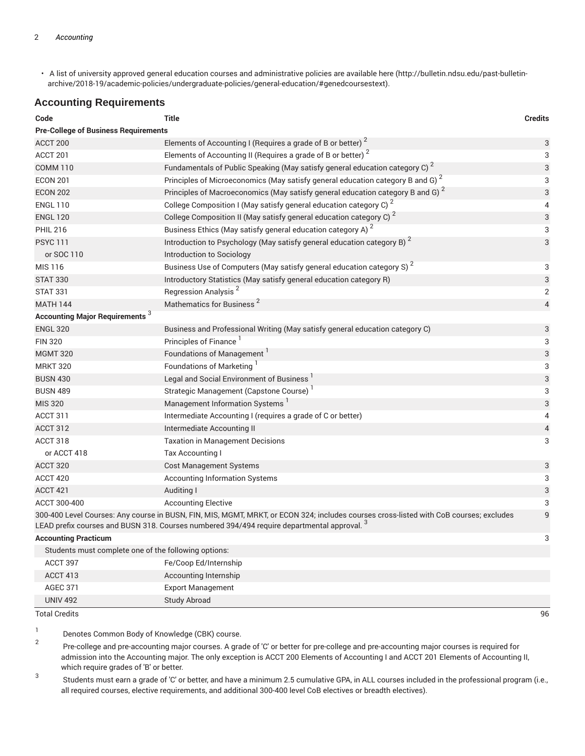- A list of university approved general education courses and administrative policies are available here (http://bulletin.ndsu.edu/past-bulletin-archive/2018-19/academic-policies/undergraduate-policies/general-education/#genedcoursestext).

## Accounting Requirements

| Code | Title | Credits |
|---|---|---|
| **Pre-College of Business Requirements** | | |
| ACCT 200 | Elements of Accounting I (Requires a grade of B or better) [2] | 3 |
| ACCT 201 | Elements of Accounting II (Requires a grade of B or better) [2] | 3 |
| COMM 110 | Fundamentals of Public Speaking (May satisfy general education category C) [2] | 3 |
| ECON 201 | Principles of Microeconomics (May satisfy general education category B and G) [2] | 3 |
| ECON 202 | Principles of Macroeconomics (May satisfy general education category B and G) [2] | 3 |
| ENGL 110 | College Composition I (May satisfy general education category C) [2] | 4 |
| ENGL 120 | College Composition II (May satisfy general education category C) [2] | 3 |
| PHIL 216 | Business Ethics (May satisfy general education category A) [2] | 3 |
| PSYC 111 | Introduction to Psychology (May satisfy general education category B) [2] | 3 |
| or SOC 110 | Introduction to Sociology | |
| MIS 116 | Business Use of Computers (May satisfy general education category S) [2] | 3 |
| STAT 330 | Introductory Statistics (May satisfy general education category R) | 3 |
| STAT 331 | Regression Analysis [2] | 2 |
| MATH 144 | Mathematics for Business [2] | 4 |
| **Accounting Major Requirements** [3] | | |
| ENGL 320 | Business and Professional Writing (May satisfy general education category C) | 3 |
| FIN 320 | Principles of Finance [1] | 3 |
| MGMT 320 | Foundations of Management [1] | 3 |
| MRKT 320 | Foundations of Marketing [1] | 3 |
| BUSN 430 | Legal and Social Environment of Business [1] | 3 |
| BUSN 489 | Strategic Management (Capstone Course) [1] | 3 |
| MIS 320 | Management Information Systems [1] | 3 |
| ACCT 311 | Intermediate Accounting I (requires a grade of C or better) | 4 |
| ACCT 312 | Intermediate Accounting II | 4 |
| ACCT 318 | Taxation in Management Decisions | 3 |
| or ACCT 418 | Tax Accounting I | |
| ACCT 320 | Cost Management Systems | 3 |
| ACCT 420 | Accounting Information Systems | 3 |
| ACCT 421 | Auditing I | 3 |
| ACCT 300-400 | Accounting Elective | 3 |
| 300-400 Level Courses: Any course in BUSN, FIN, MIS, MGMT, MRKT, or ECON 324; includes courses cross-listed with CoB courses; excludes LEAD prefix courses and BUSN 318. Courses numbered 394/494 require departmental approval. [3] | | 9 |
| **Accounting Practicum** | | 3 |
| Students must complete one of the following options: | | |
| ACCT 397 | Fe/Coop Ed/Internship | |
| ACCT 413 | Accounting Internship | |
| AGEC 371 | Export Management | |
| UNIV 492 | Study Abroad | |
| Total Credits | | 96 |

1. Denotes Common Body of Knowledge (CBK) course.
2. Pre-college and pre-accounting major courses. A grade of 'C' or better for pre-college and pre-accounting major courses is required for admission into the Accounting major. The only exception is ACCT 200 Elements of Accounting I and ACCT 201 Elements of Accounting II, which require grades of 'B' or better.
3. Students must earn a grade of 'C' or better, and have a minimum 2.5 cumulative GPA, in ALL courses included in the professional program (i.e., all required courses, elective requirements, and additional 300-400 level CoB electives or breadth electives).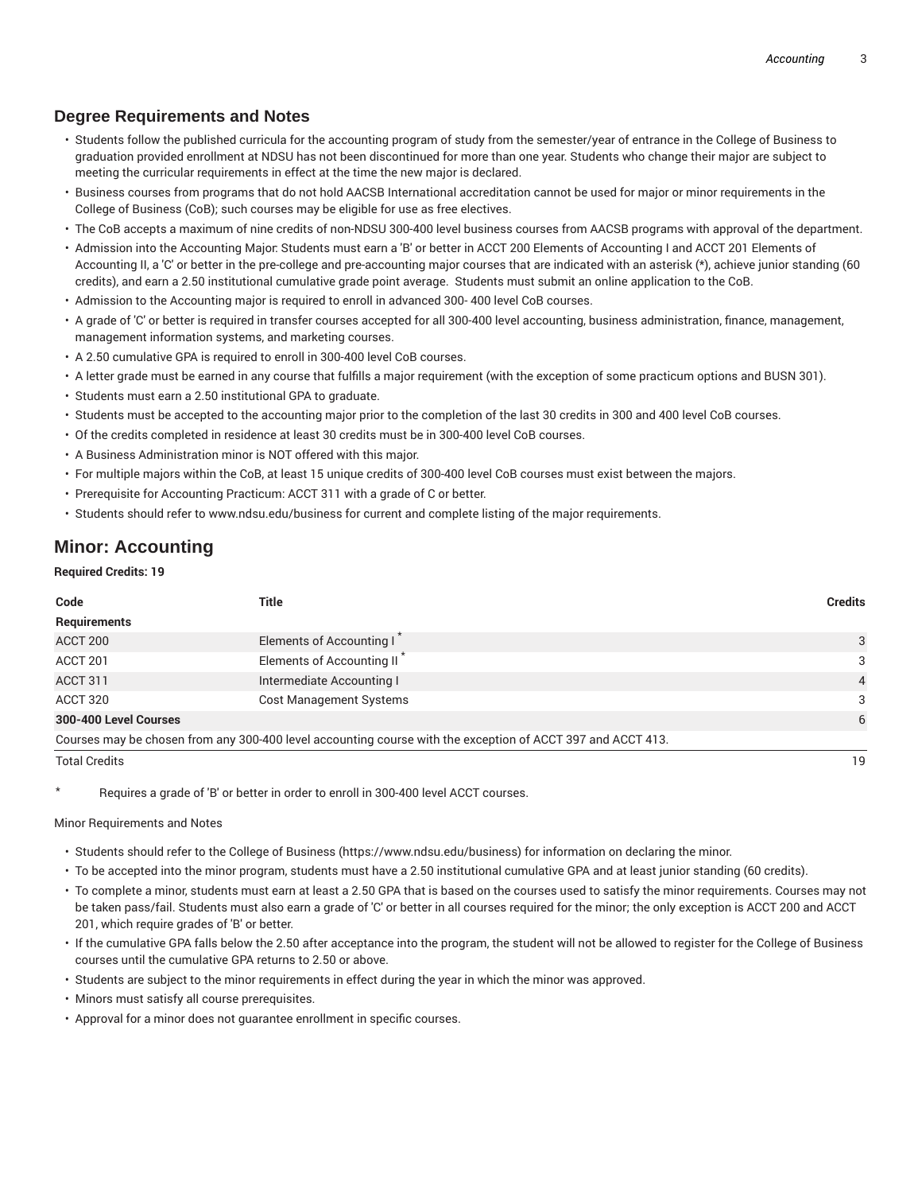## Degree Requirements and Notes

- Students follow the published curricula for the accounting program of study from the semester/year of entrance in the College of Business to graduation provided enrollment at NDSU has not been discontinued for more than one year. Students who change their major are subject to meeting the curricular requirements in effect at the time the new major is declared.
- Business courses from programs that do not hold AACSB International accreditation cannot be used for major or minor requirements in the College of Business (CoB); such courses may be eligible for use as free electives.
- The CoB accepts a maximum of nine credits of non-NDSU 300-400 level business courses from AACSB programs with approval of the department.
- Admission into the Accounting Major: Students must earn a 'B' or better in ACCT 200 Elements of Accounting I and ACCT 201 Elements of Accounting II, a 'C' or better in the pre-college and pre-accounting major courses that are indicated with an asterisk (*), achieve junior standing (60 credits), and earn a 2.50 institutional cumulative grade point average. Students must submit an online application to the CoB.
- Admission to the Accounting major is required to enroll in advanced 300- 400 level CoB courses.
- A grade of 'C' or better is required in transfer courses accepted for all 300-400 level accounting, business administration, finance, management, management information systems, and marketing courses.
- A 2.50 cumulative GPA is required to enroll in 300-400 level CoB courses.
- A letter grade must be earned in any course that fulfills a major requirement (with the exception of some practicum options and BUSN 301).
- Students must earn a 2.50 institutional GPA to graduate.
- Students must be accepted to the accounting major prior to the completion of the last 30 credits in 300 and 400 level CoB courses.
- Of the credits completed in residence at least 30 credits must be in 300-400 level CoB courses.
- A Business Administration minor is NOT offered with this major.
- For multiple majors within the CoB, at least 15 unique credits of 300-400 level CoB courses must exist between the majors.
- Prerequisite for Accounting Practicum: ACCT 311 with a grade of C or better.
- Students should refer to www.ndsu.edu/business for current and complete listing of the major requirements.

## Minor: Accounting

**Required Credits: 19**

| Code | Title | Credits |
|---|---|---|
| **Requirements** | | |
| ACCT 200 | Elements of Accounting I * | 3 |
| ACCT 201 | Elements of Accounting II * | 3 |
| ACCT 311 | Intermediate Accounting I | 4 |
| ACCT 320 | Cost Management Systems | 3 |
| **300-400 Level Courses** | | 6 |
| Courses may be chosen from any 300-400 level accounting course with the exception of ACCT 397 and ACCT 413. | | |
| Total Credits | | 19 |

\* Requires a grade of 'B' or better in order to enroll in 300-400 level ACCT courses.

Minor Requirements and Notes

- Students should refer to the College of Business (https://www.ndsu.edu/business) for information on declaring the minor.
- To be accepted into the minor program, students must have a 2.50 institutional cumulative GPA and at least junior standing (60 credits).
- To complete a minor, students must earn at least a 2.50 GPA that is based on the courses used to satisfy the minor requirements. Courses may not be taken pass/fail. Students must also earn a grade of 'C' or better in all courses required for the minor; the only exception is ACCT 200 and ACCT 201, which require grades of 'B' or better.
- If the cumulative GPA falls below the 2.50 after acceptance into the program, the student will not be allowed to register for the College of Business courses until the cumulative GPA returns to 2.50 or above.
- Students are subject to the minor requirements in effect during the year in which the minor was approved.
- Minors must satisfy all course prerequisites.
- Approval for a minor does not guarantee enrollment in specific courses.